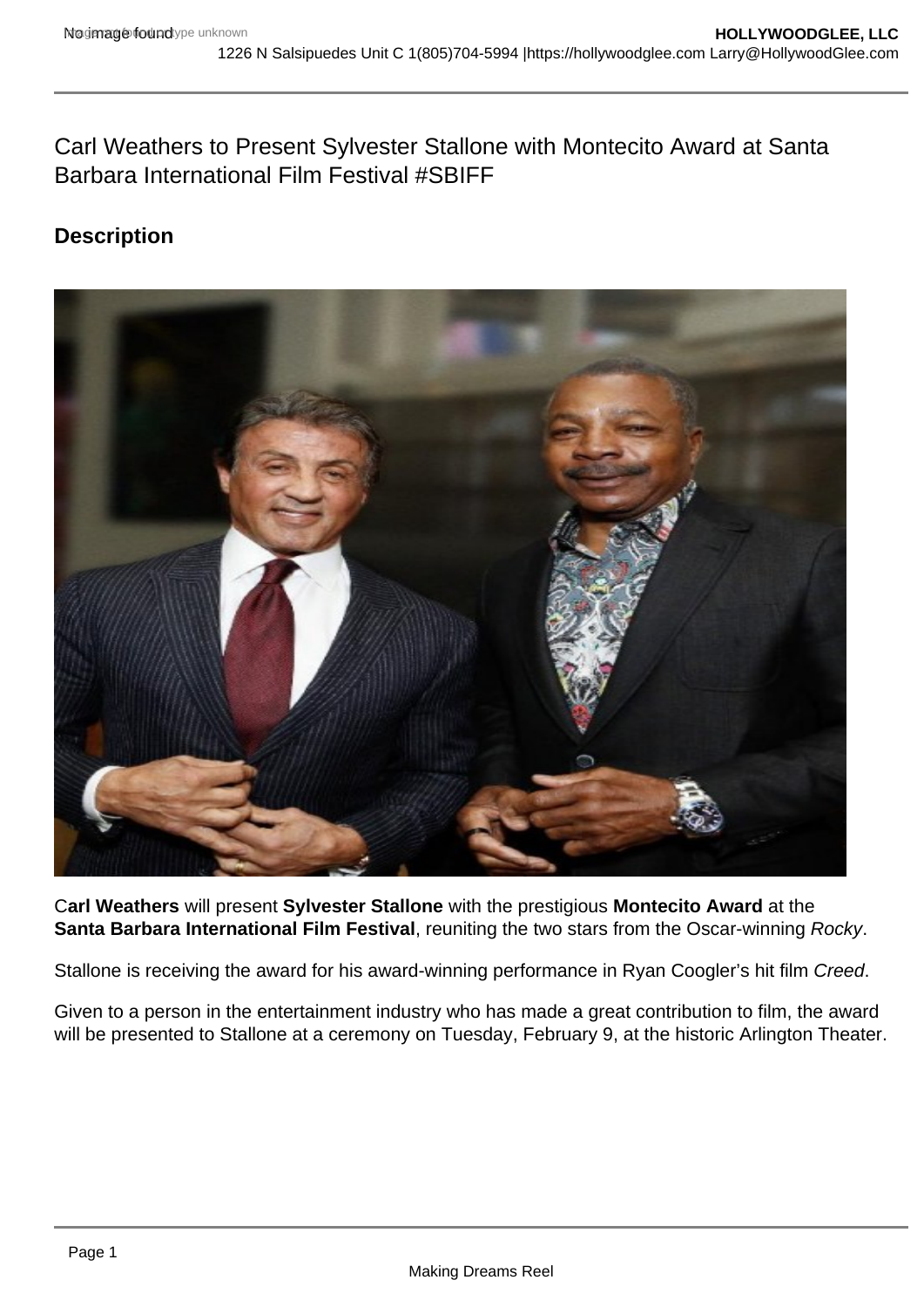# Carl Weathers to Present Sylvester Stallone with Montecito Award at Santa Barbara International Film Festival #SBIFF

## Description

C**arl Weathers** will present **Sylvester Stallone** with the prestigious **Montecito Award** at the **Santa Barbara International Film Festival**, reuniting the two stars from the Oscar-winning *Rocky*.

Stallone is receiving the award for his award-winning performance in Ryan Coogler's hit film *Creed*.

Given to a person in the entertainment industry who has made a great contribution to film, the award will be presented to Stallone at a ceremony on Tuesday, February 9, at the historic Arlington Theater.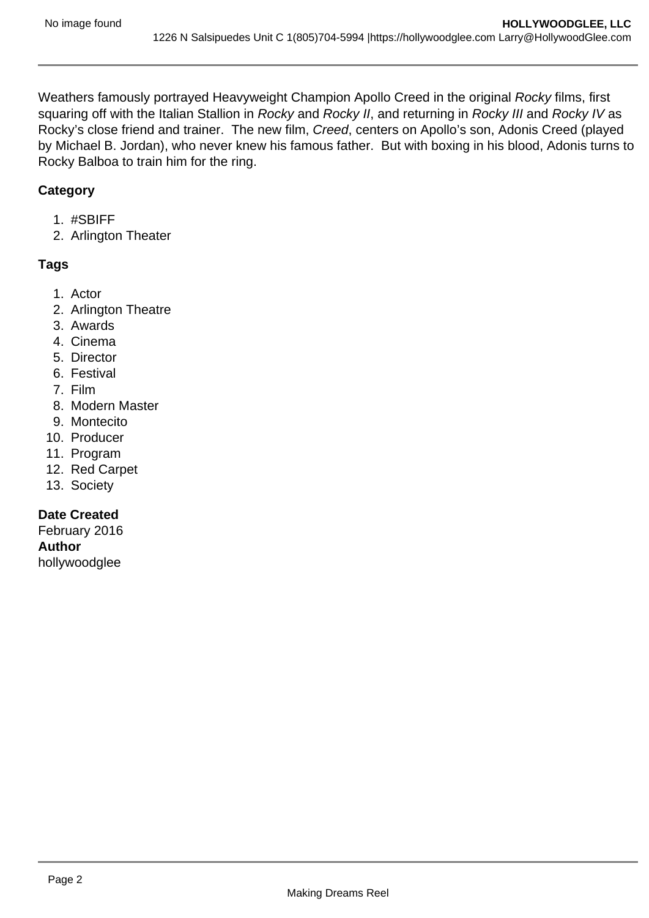Weathers famously portrayed Heavyweight Champion Apollo Creed in the original *Rocky* films, first squaring off with the Italian Stallion in *Rocky* and *Rocky II*, and returning in *Rocky III* and *Rocky IV* as Rocky's close friend and trainer. The new film, *Creed*, centers on Apollo's son, Adonis Creed (played by Michael B. Jordan), who never knew his famous father. But with boxing in his blood, Adonis turns to Rocky Balboa to train him for the ring.

**Category**

1. #SBIFF
2. Arlington Theater

**Tags**

1. Actor
2. Arlington Theatre
3. Awards
4. Cinema
5. Director
6. Festival
7. Film
8. Modern Master
9. Montecito
10. Producer
11. Program
12. Red Carpet
13. Society

**Date Created**
February 2016
**Author**
hollywoodglee